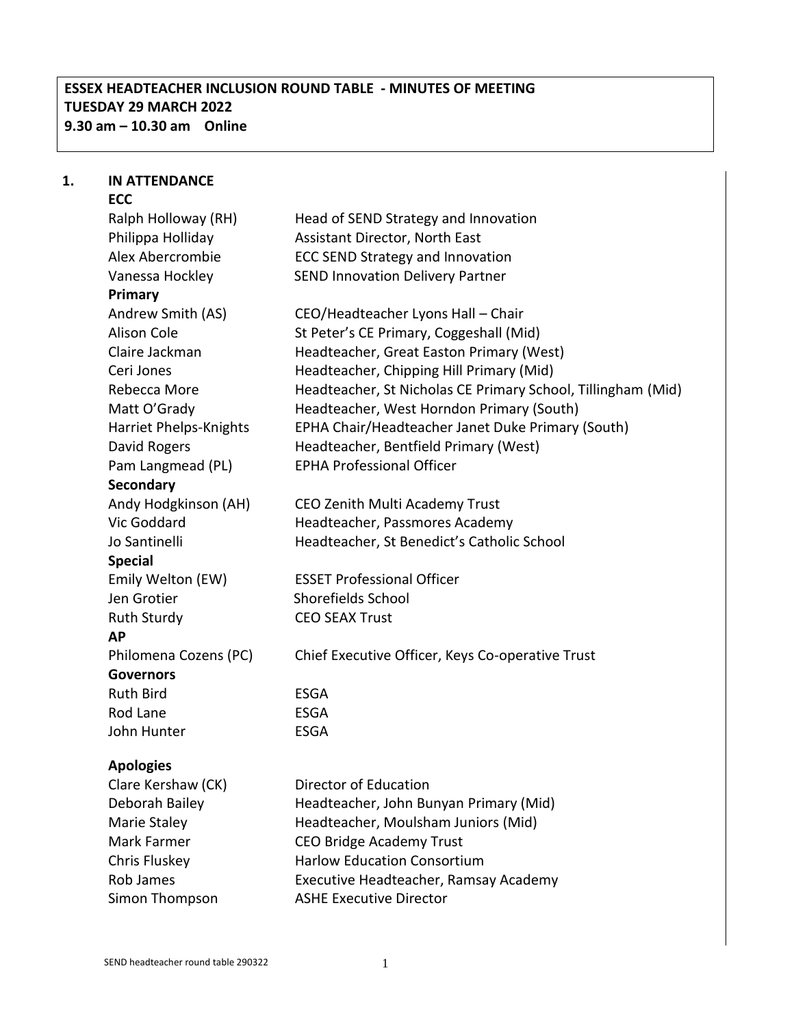**ESSEX HEADTEACHER INCLUSION ROUND TABLE - MINUTES OF MEETING**
**TUESDAY 29 MARCH 2022**
**9.30 am – 10.30 am Online**

## 1. IN ATTENDANCE

**ECC**

| | |
|---|---|
| Ralph Holloway (RH) | Head of SEND Strategy and Innovation |
| Philippa Holliday | Assistant Director, North East |
| Alex Abercrombie | ECC SEND Strategy and Innovation |
| Vanessa Hockley | SEND Innovation Delivery Partner |

**Primary**

| | |
|---|---|
| Andrew Smith (AS) | CEO/Headteacher Lyons Hall – Chair |
| Alison Cole | St Peter's CE Primary, Coggeshall (Mid) |
| Claire Jackman | Headteacher, Great Easton Primary (West) |
| Ceri Jones | Headteacher, Chipping Hill Primary (Mid) |
| Rebecca More | Headteacher, St Nicholas CE Primary School, Tillingham (Mid) |
| Matt O'Grady | Headteacher, West Horndon Primary (South) |
| Harriet Phelps-Knights | EPHA Chair/Headteacher Janet Duke Primary (South) |
| David Rogers | Headteacher, Bentfield Primary (West) |
| Pam Langmead (PL) | EPHA Professional Officer |

**Secondary**

| | |
|---|---|
| Andy Hodgkinson (AH) | CEO Zenith Multi Academy Trust |
| Vic Goddard | Headteacher, Passmores Academy |
| Jo Santinelli | Headteacher, St Benedict's Catholic School |

**Special**

| | |
|---|---|
| Emily Welton (EW) | ESSET Professional Officer |
| Jen Grotier | Shorefields School |
| Ruth Sturdy | CEO SEAX Trust |

**AP**

| | |
|---|---|
| Philomena Cozens (PC) | Chief Executive Officer, Keys Co-operative Trust |

**Governors**

| | |
|---|---|
| Ruth Bird | ESGA |
| Rod Lane | ESGA |
| John Hunter | ESGA |

**Apologies**

| | |
|---|---|
| Clare Kershaw (CK) | Director of Education |
| Deborah Bailey | Headteacher, John Bunyan Primary (Mid) |
| Marie Staley | Headteacher, Moulsham Juniors (Mid) |
| Mark Farmer | CEO Bridge Academy Trust |
| Chris Fluskey | Harlow Education Consortium |
| Rob James | Executive Headteacher, Ramsay Academy |
| Simon Thompson | ASHE Executive Director |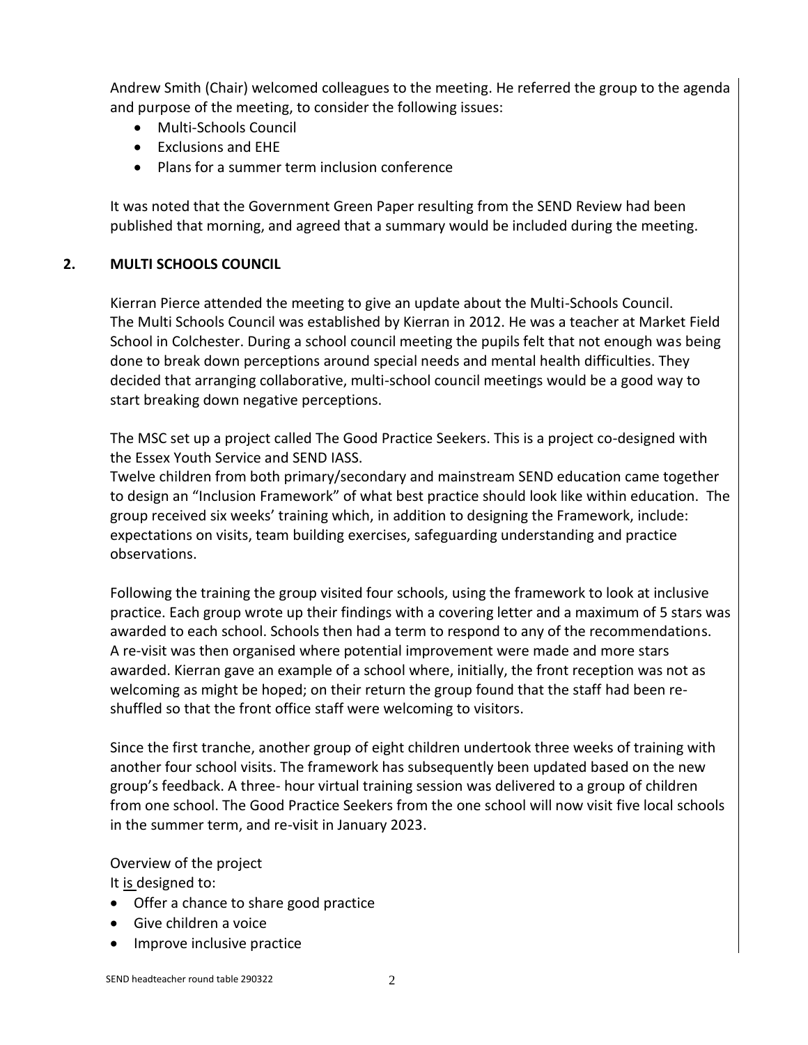Andrew Smith (Chair) welcomed colleagues to the meeting. He referred the group to the agenda and purpose of the meeting, to consider the following issues:

- Multi-Schools Council
- Exclusions and EHE
- Plans for a summer term inclusion conference

It was noted that the Government Green Paper resulting from the SEND Review had been published that morning, and agreed that a summary would be included during the meeting.

## 2. MULTI SCHOOLS COUNCIL

Kierran Pierce attended the meeting to give an update about the Multi-Schools Council. The Multi Schools Council was established by Kierran in 2012. He was a teacher at Market Field School in Colchester. During a school council meeting the pupils felt that not enough was being done to break down perceptions around special needs and mental health difficulties. They decided that arranging collaborative, multi-school council meetings would be a good way to start breaking down negative perceptions.

The MSC set up a project called The Good Practice Seekers. This is a project co-designed with the Essex Youth Service and SEND IASS.
Twelve children from both primary/secondary and mainstream SEND education came together to design an "Inclusion Framework" of what best practice should look like within education. The group received six weeks' training which, in addition to designing the Framework, include: expectations on visits, team building exercises, safeguarding understanding and practice observations.

Following the training the group visited four schools, using the framework to look at inclusive practice. Each group wrote up their findings with a covering letter and a maximum of 5 stars was awarded to each school. Schools then had a term to respond to any of the recommendations. A re-visit was then organised where potential improvement were made and more stars awarded. Kierran gave an example of a school where, initially, the front reception was not as welcoming as might be hoped; on their return the group found that the staff had been re-shuffled so that the front office staff were welcoming to visitors.

Since the first tranche, another group of eight children undertook three weeks of training with another four school visits. The framework has subsequently been updated based on the new group's feedback. A three- hour virtual training session was delivered to a group of children from one school. The Good Practice Seekers from the one school will now visit five local schools in the summer term, and re-visit in January 2023.

Overview of the project
It is designed to:

- Offer a chance to share good practice
- Give children a voice
- Improve inclusive practice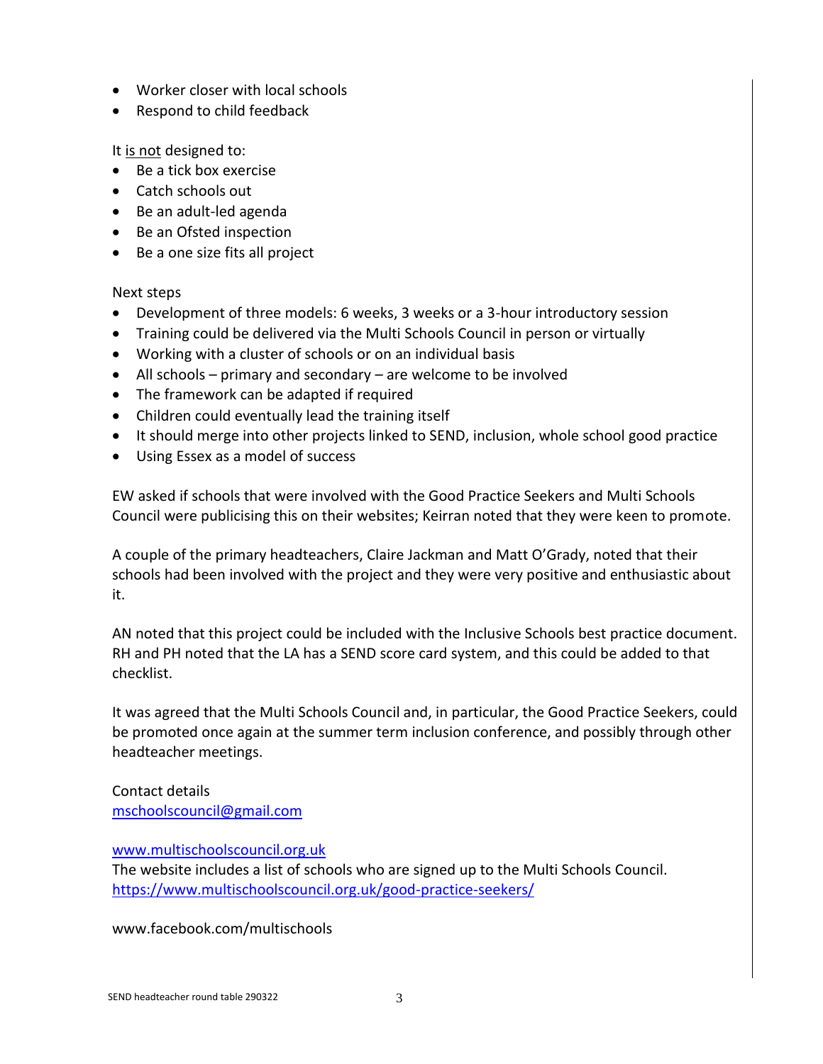- Worker closer with local schools
- Respond to child feedback

It is not designed to:

- Be a tick box exercise
- Catch schools out
- Be an adult-led agenda
- Be an Ofsted inspection
- Be a one size fits all project

Next steps

- Development of three models: 6 weeks, 3 weeks or a 3-hour introductory session
- Training could be delivered via the Multi Schools Council in person or virtually
- Working with a cluster of schools or on an individual basis
- All schools – primary and secondary – are welcome to be involved
- The framework can be adapted if required
- Children could eventually lead the training itself
- It should merge into other projects linked to SEND, inclusion, whole school good practice
- Using Essex as a model of success

EW asked if schools that were involved with the Good Practice Seekers and Multi Schools Council were publicising this on their websites; Keirran noted that they were keen to promote.

A couple of the primary headteachers, Claire Jackman and Matt O'Grady, noted that their schools had been involved with the project and they were very positive and enthusiastic about it.

AN noted that this project could be included with the Inclusive Schools best practice document. RH and PH noted that the LA has a SEND score card system, and this could be added to that checklist.

It was agreed that the Multi Schools Council and, in particular, the Good Practice Seekers, could be promoted once again at the summer term inclusion conference, and possibly through other headteacher meetings.

Contact details
mschoolscouncil@gmail.com

www.multischoolscouncil.org.uk
The website includes a list of schools who are signed up to the Multi Schools Council.
https://www.multischoolscouncil.org.uk/good-practice-seekers/

www.facebook.com/multischools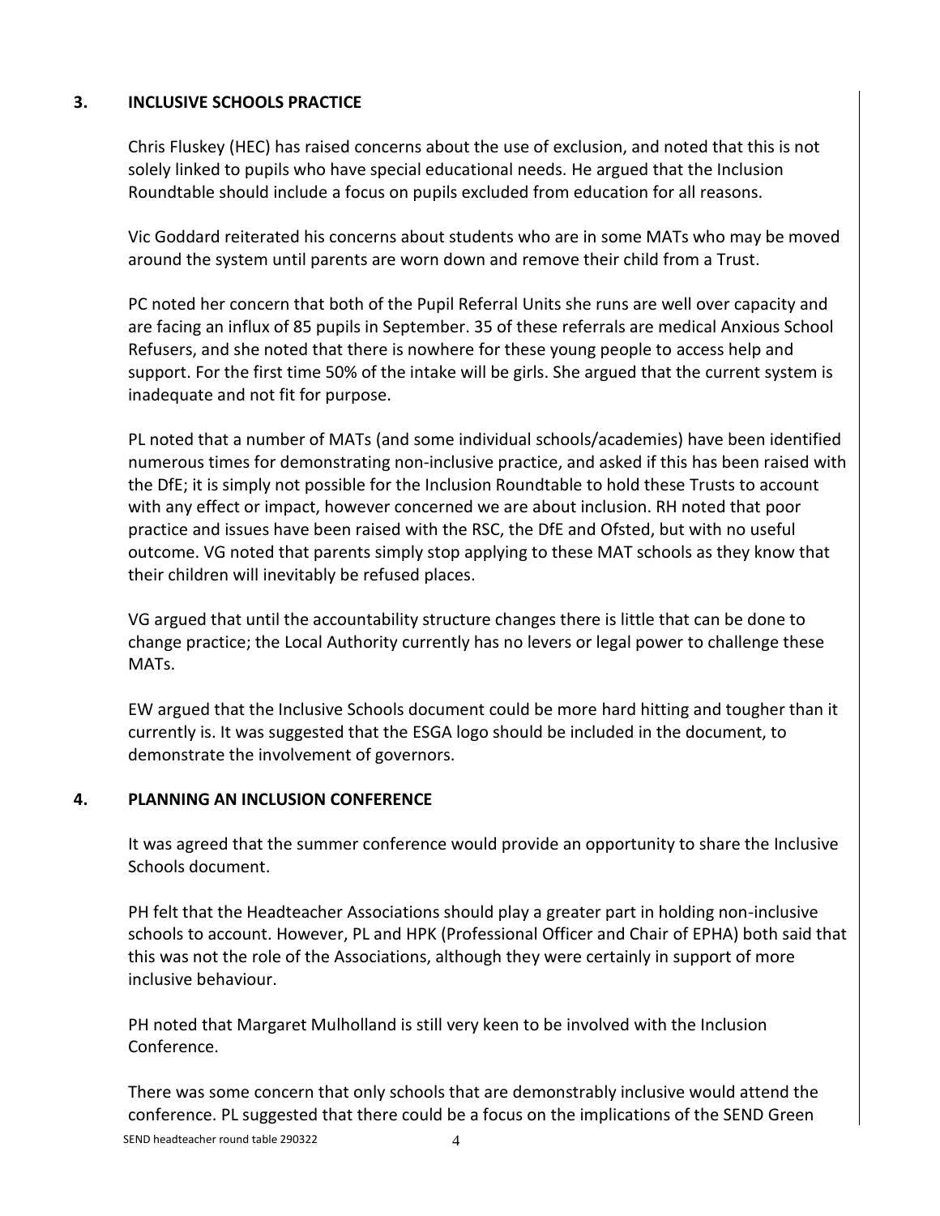## 3. INCLUSIVE SCHOOLS PRACTICE

Chris Fluskey (HEC) has raised concerns about the use of exclusion, and noted that this is not solely linked to pupils who have special educational needs. He argued that the Inclusion Roundtable should include a focus on pupils excluded from education for all reasons.

Vic Goddard reiterated his concerns about students who are in some MATs who may be moved around the system until parents are worn down and remove their child from a Trust.

PC noted her concern that both of the Pupil Referral Units she runs are well over capacity and are facing an influx of 85 pupils in September. 35 of these referrals are medical Anxious School Refusers, and she noted that there is nowhere for these young people to access help and support. For the first time 50% of the intake will be girls. She argued that the current system is inadequate and not fit for purpose.

PL noted that a number of MATs (and some individual schools/academies) have been identified numerous times for demonstrating non-inclusive practice, and asked if this has been raised with the DfE; it is simply not possible for the Inclusion Roundtable to hold these Trusts to account with any effect or impact, however concerned we are about inclusion. RH noted that poor practice and issues have been raised with the RSC, the DfE and Ofsted, but with no useful outcome. VG noted that parents simply stop applying to these MAT schools as they know that their children will inevitably be refused places.

VG argued that until the accountability structure changes there is little that can be done to change practice; the Local Authority currently has no levers or legal power to challenge these MATs.

EW argued that the Inclusive Schools document could be more hard hitting and tougher than it currently is. It was suggested that the ESGA logo should be included in the document, to demonstrate the involvement of governors.

## 4. PLANNING AN INCLUSION CONFERENCE

It was agreed that the summer conference would provide an opportunity to share the Inclusive Schools document.

PH felt that the Headteacher Associations should play a greater part in holding non-inclusive schools to account. However, PL and HPK (Professional Officer and Chair of EPHA) both said that this was not the role of the Associations, although they were certainly in support of more inclusive behaviour.

PH noted that Margaret Mulholland is still very keen to be involved with the Inclusion Conference.

There was some concern that only schools that are demonstrably inclusive would attend the conference. PL suggested that there could be a focus on the implications of the SEND Green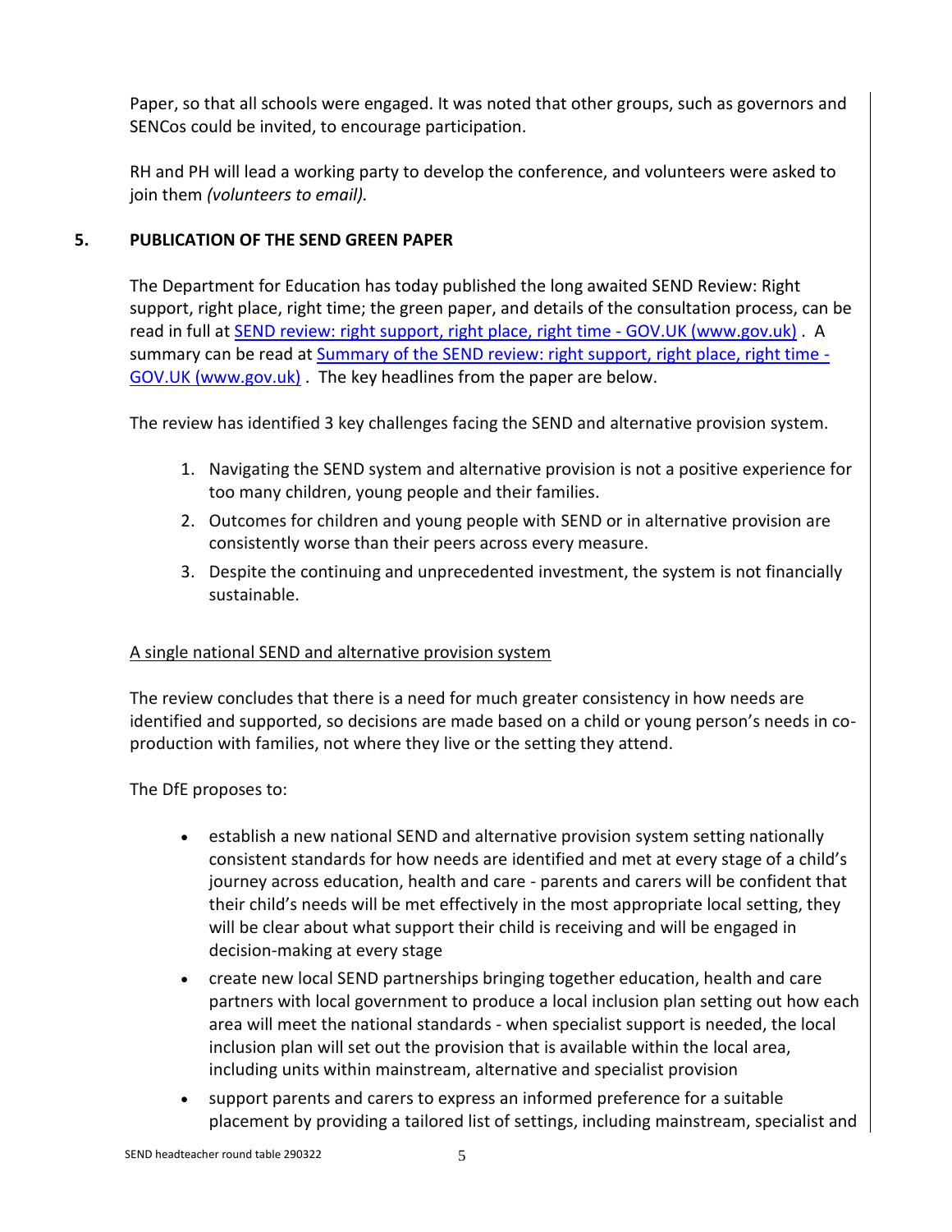Paper, so that all schools were engaged. It was noted that other groups, such as governors and SENCos could be invited, to encourage participation.

RH and PH will lead a working party to develop the conference, and volunteers were asked to join them *(volunteers to email).*

## 5. PUBLICATION OF THE SEND GREEN PAPER

The Department for Education has today published the long awaited SEND Review: Right support, right place, right time; the green paper, and details of the consultation process, can be read in full at [SEND review: right support, right place, right time - GOV.UK (www.gov.uk)](). A summary can be read at [Summary of the SEND review: right support, right place, right time - GOV.UK (www.gov.uk)](). The key headlines from the paper are below.

The review has identified 3 key challenges facing the SEND and alternative provision system.

1. Navigating the SEND system and alternative provision is not a positive experience for too many children, young people and their families.
2. Outcomes for children and young people with SEND or in alternative provision are consistently worse than their peers across every measure.
3. Despite the continuing and unprecedented investment, the system is not financially sustainable.

<u>A single national SEND and alternative provision system</u>

The review concludes that there is a need for much greater consistency in how needs are identified and supported, so decisions are made based on a child or young person's needs in co-production with families, not where they live or the setting they attend.

The DfE proposes to:

- establish a new national SEND and alternative provision system setting nationally consistent standards for how needs are identified and met at every stage of a child's journey across education, health and care - parents and carers will be confident that their child's needs will be met effectively in the most appropriate local setting, they will be clear about what support their child is receiving and will be engaged in decision-making at every stage
- create new local SEND partnerships bringing together education, health and care partners with local government to produce a local inclusion plan setting out how each area will meet the national standards - when specialist support is needed, the local inclusion plan will set out the provision that is available within the local area, including units within mainstream, alternative and specialist provision
- support parents and carers to express an informed preference for a suitable placement by providing a tailored list of settings, including mainstream, specialist and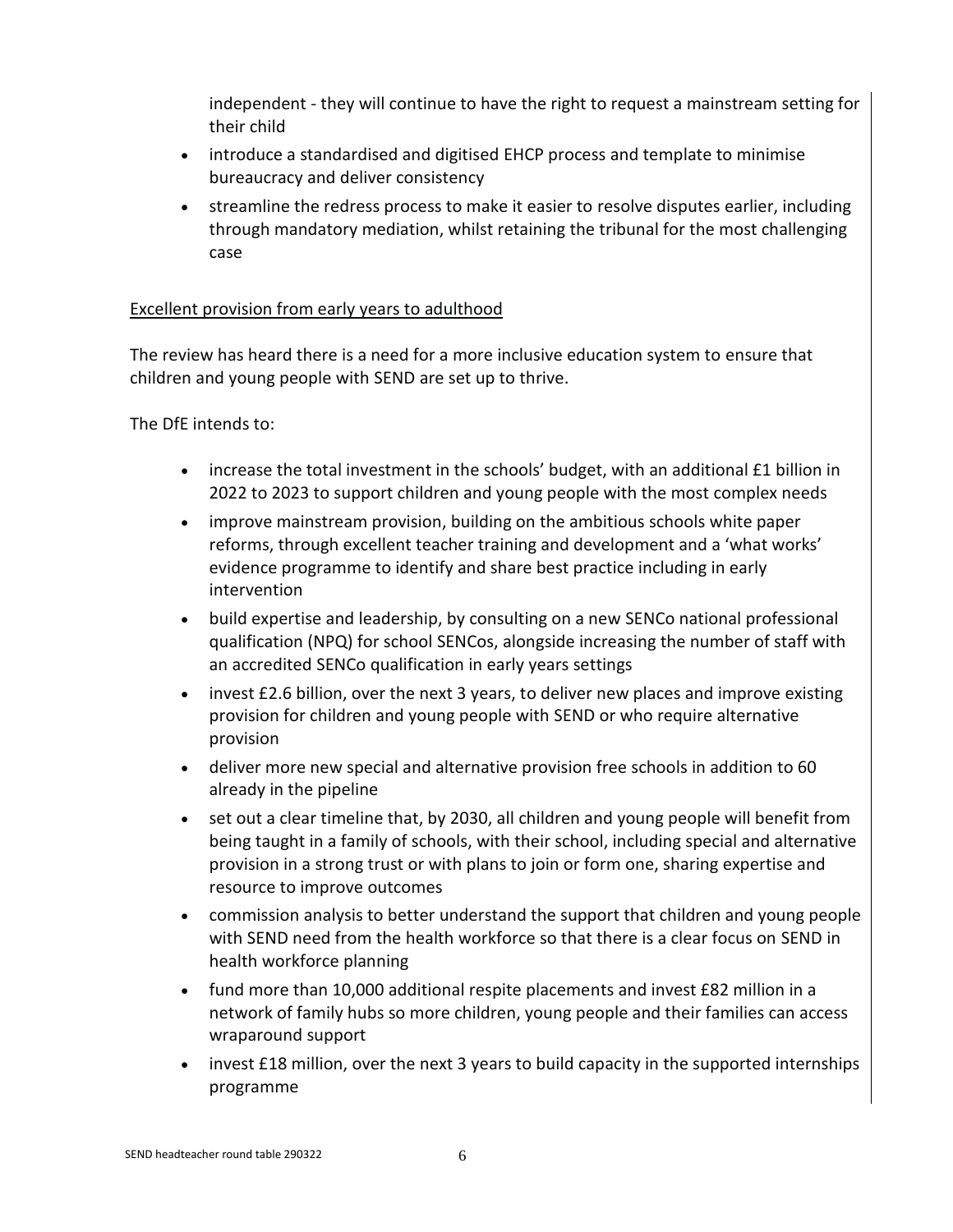independent - they will continue to have the right to request a mainstream setting for their child

- introduce a standardised and digitised EHCP process and template to minimise bureaucracy and deliver consistency
- streamline the redress process to make it easier to resolve disputes earlier, including through mandatory mediation, whilst retaining the tribunal for the most challenging case

<u>Excellent provision from early years to adulthood</u>

The review has heard there is a need for a more inclusive education system to ensure that children and young people with SEND are set up to thrive.

The DfE intends to:

- increase the total investment in the schools' budget, with an additional £1 billion in 2022 to 2023 to support children and young people with the most complex needs
- improve mainstream provision, building on the ambitious schools white paper reforms, through excellent teacher training and development and a 'what works' evidence programme to identify and share best practice including in early intervention
- build expertise and leadership, by consulting on a new SENCo national professional qualification (NPQ) for school SENCos, alongside increasing the number of staff with an accredited SENCo qualification in early years settings
- invest £2.6 billion, over the next 3 years, to deliver new places and improve existing provision for children and young people with SEND or who require alternative provision
- deliver more new special and alternative provision free schools in addition to 60 already in the pipeline
- set out a clear timeline that, by 2030, all children and young people will benefit from being taught in a family of schools, with their school, including special and alternative provision in a strong trust or with plans to join or form one, sharing expertise and resource to improve outcomes
- commission analysis to better understand the support that children and young people with SEND need from the health workforce so that there is a clear focus on SEND in health workforce planning
- fund more than 10,000 additional respite placements and invest £82 million in a network of family hubs so more children, young people and their families can access wraparound support
- invest £18 million, over the next 3 years to build capacity in the supported internships programme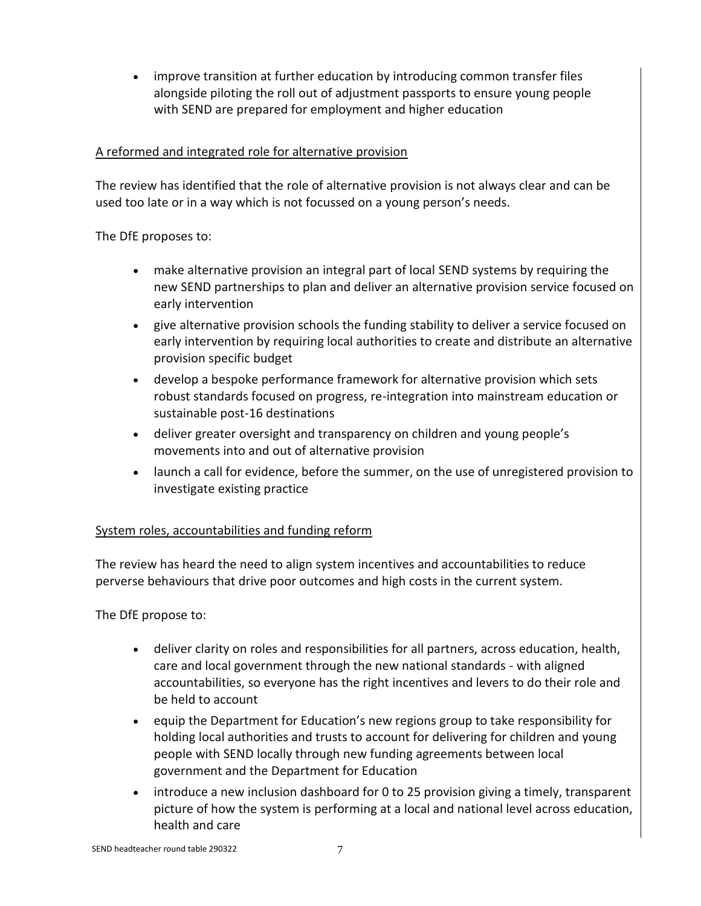- improve transition at further education by introducing common transfer files alongside piloting the roll out of adjustment passports to ensure young people with SEND are prepared for employment and higher education

<u>A reformed and integrated role for alternative provision</u>

The review has identified that the role of alternative provision is not always clear and can be used too late or in a way which is not focussed on a young person's needs.

The DfE proposes to:

- make alternative provision an integral part of local SEND systems by requiring the new SEND partnerships to plan and deliver an alternative provision service focused on early intervention
- give alternative provision schools the funding stability to deliver a service focused on early intervention by requiring local authorities to create and distribute an alternative provision specific budget
- develop a bespoke performance framework for alternative provision which sets robust standards focused on progress, re-integration into mainstream education or sustainable post-16 destinations
- deliver greater oversight and transparency on children and young people's movements into and out of alternative provision
- launch a call for evidence, before the summer, on the use of unregistered provision to investigate existing practice

<u>System roles, accountabilities and funding reform</u>

The review has heard the need to align system incentives and accountabilities to reduce perverse behaviours that drive poor outcomes and high costs in the current system.

The DfE propose to:

- deliver clarity on roles and responsibilities for all partners, across education, health, care and local government through the new national standards - with aligned accountabilities, so everyone has the right incentives and levers to do their role and be held to account
- equip the Department for Education's new regions group to take responsibility for holding local authorities and trusts to account for delivering for children and young people with SEND locally through new funding agreements between local government and the Department for Education
- introduce a new inclusion dashboard for 0 to 25 provision giving a timely, transparent picture of how the system is performing at a local and national level across education, health and care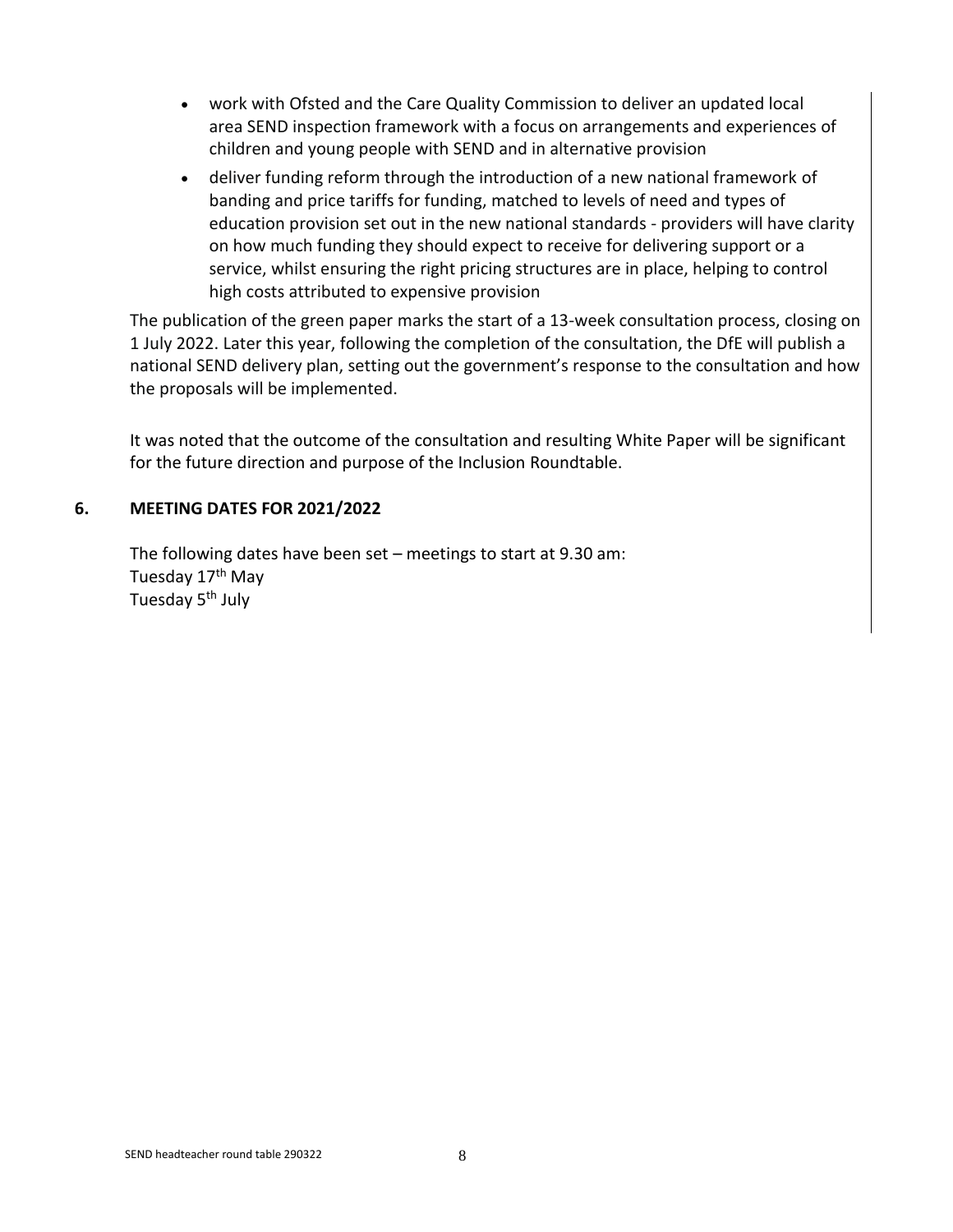- work with Ofsted and the Care Quality Commission to deliver an updated local area SEND inspection framework with a focus on arrangements and experiences of children and young people with SEND and in alternative provision
- deliver funding reform through the introduction of a new national framework of banding and price tariffs for funding, matched to levels of need and types of education provision set out in the new national standards - providers will have clarity on how much funding they should expect to receive for delivering support or a service, whilst ensuring the right pricing structures are in place, helping to control high costs attributed to expensive provision

The publication of the green paper marks the start of a 13-week consultation process, closing on 1 July 2022. Later this year, following the completion of the consultation, the DfE will publish a national SEND delivery plan, setting out the government's response to the consultation and how the proposals will be implemented.

It was noted that the outcome of the consultation and resulting White Paper will be significant for the future direction and purpose of the Inclusion Roundtable.

## 6. MEETING DATES FOR 2021/2022

The following dates have been set – meetings to start at 9.30 am:
Tuesday 17th May
Tuesday 5th July